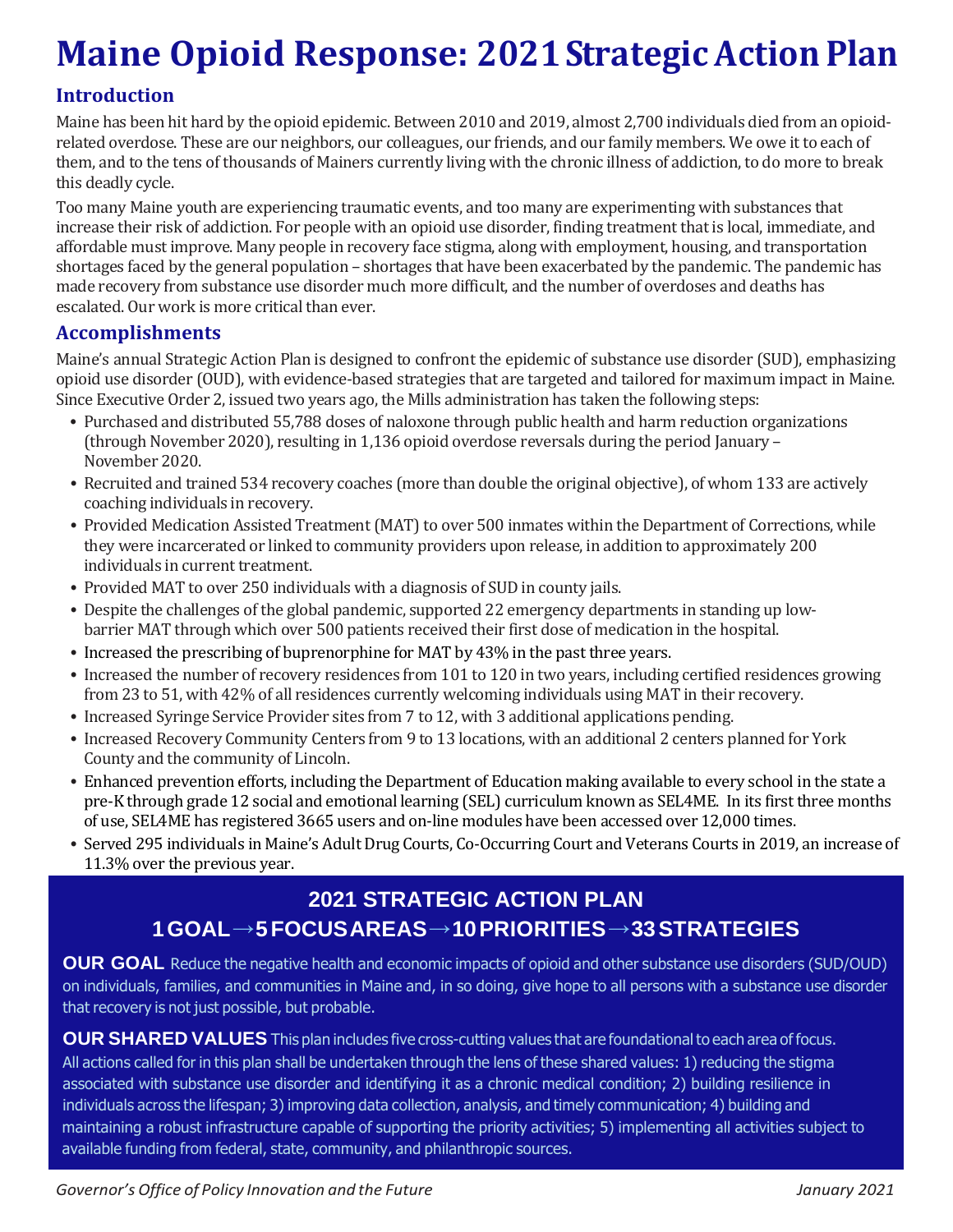# Maine Opioid Response: 2021 Strategic Action Plan

## Introduction

Maine has been hit hard by the opioid epidemic. Between 2010 and 2019, almost 2,700 individuals died from an opioid-related overdose. These are our neighbors, our colleagues, our friends, and our family members. We owe it to each of them, and to the tens of thousands of Mainers currently living with the chronic illness of addiction, to do more to break this deadly cycle.

Too many Maine youth are experiencing traumatic events, and too many are experimenting with substances that increase their risk of addiction. For people with an opioid use disorder, finding treatment that is local, immediate, and affordable must improve. Many people in recovery face stigma, along with employment, housing, and transportation shortages faced by the general population – shortages that have been exacerbated by the pandemic. The pandemic has made recovery from substance use disorder much more difficult, and the number of overdoses and deaths has escalated. Our work is more critical than ever.

## Accomplishments

Maine's annual Strategic Action Plan is designed to confront the epidemic of substance use disorder (SUD), emphasizing opioid use disorder (OUD), with evidence-based strategies that are targeted and tailored for maximum impact in Maine. Since Executive Order 2, issued two years ago, the Mills administration has taken the following steps:

- Purchased and distributed 55,788 doses of naloxone through public health and harm reduction organizations (through November 2020), resulting in 1,136 opioid overdose reversals during the period January – November 2020.
- Recruited and trained 534 recovery coaches (more than double the original objective), of whom 133 are actively coaching individuals in recovery.
- Provided Medication Assisted Treatment (MAT) to over 500 inmates within the Department of Corrections, while they were incarcerated or linked to community providers upon release, in addition to approximately 200 individuals in current treatment.
- Provided MAT to over 250 individuals with a diagnosis of SUD in county jails.
- Despite the challenges of the global pandemic, supported 22 emergency departments in standing up low-barrier MAT through which over 500 patients received their first dose of medication in the hospital.
- Increased the prescribing of buprenorphine for MAT by 43% in the past three years.
- Increased the number of recovery residences from 101 to 120 in two years, including certified residences growing from 23 to 51, with 42% of all residences currently welcoming individuals using MAT in their recovery.
- Increased Syringe Service Provider sites from 7 to 12, with 3 additional applications pending.
- Increased Recovery Community Centers from 9 to 13 locations, with an additional 2 centers planned for York County and the community of Lincoln.
- Enhanced prevention efforts, including the Department of Education making available to every school in the state a pre-K through grade 12 social and emotional learning (SEL) curriculum known as SEL4ME. In its first three months of use, SEL4ME has registered 3665 users and on-line modules have been accessed over 12,000 times.
- Served 295 individuals in Maine's Adult Drug Courts, Co-Occurring Court and Veterans Courts in 2019, an increase of 11.3% over the previous year.

## 2021 STRATEGIC ACTION PLAN
### 1 GOAL → 5 FOCUS AREAS → 10 PRIORITIES → 33 STRATEGIES

**OUR GOAL** Reduce the negative health and economic impacts of opioid and other substance use disorders (SUD/OUD) on individuals, families, and communities in Maine and, in so doing, give hope to all persons with a substance use disorder that recovery is not just possible, but probable.

**OUR SHARED VALUES** This plan includes five cross-cutting values that are foundational to each area of focus. All actions called for in this plan shall be undertaken through the lens of these shared values: 1) reducing the stigma associated with substance use disorder and identifying it as a chronic medical condition; 2) building resilience in individuals across the lifespan; 3) improving data collection, analysis, and timely communication; 4) building and maintaining a robust infrastructure capable of supporting the priority activities; 5) implementing all activities subject to available funding from federal, state, community, and philanthropic sources.

*Governor's Office of Policy Innovation and the Future* *January 2021*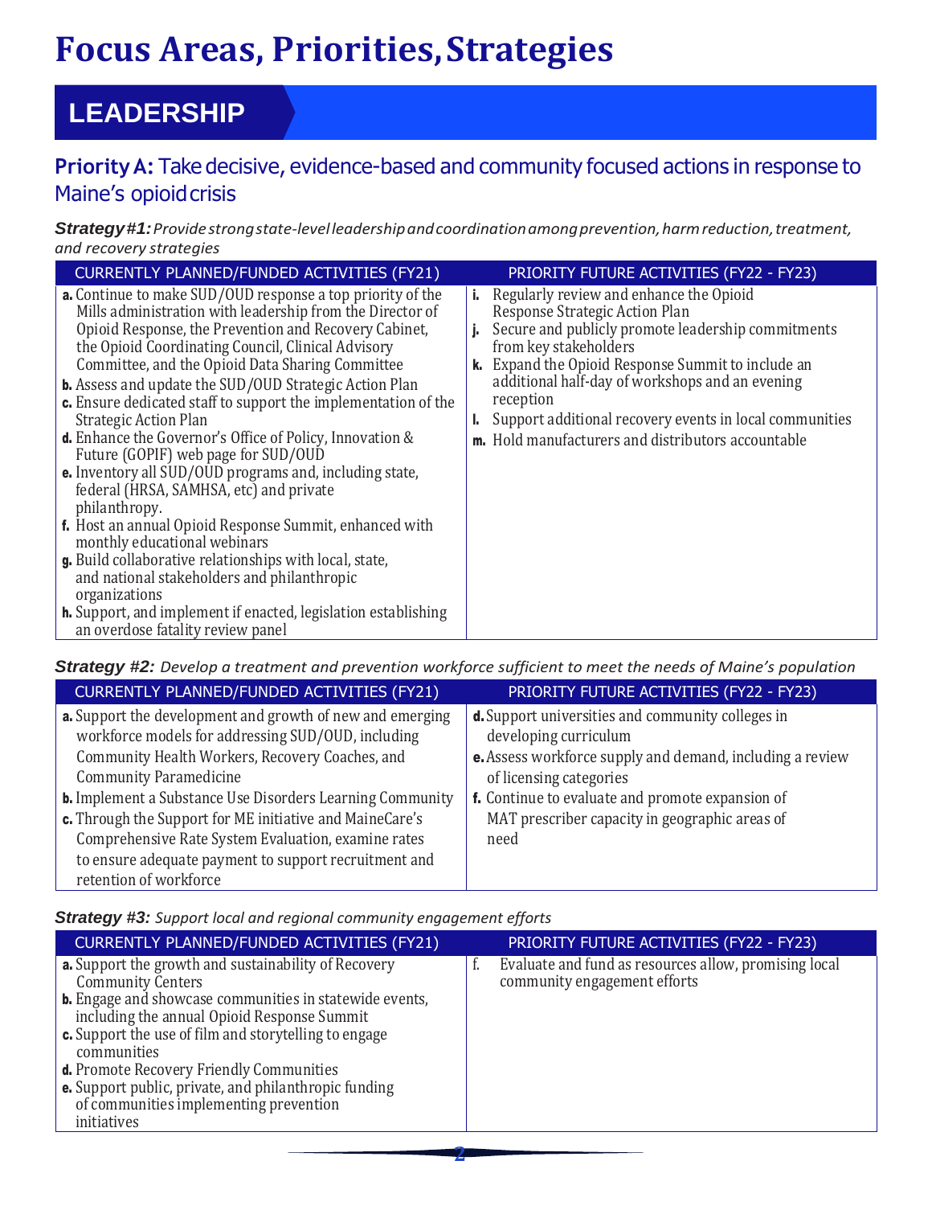# Focus Areas, Priorities, Strategies

## LEADERSHIP

### Priority A: Take decisive, evidence-based and community focused actions in response to Maine's opioid crisis

***Strategy #1:*** *Provide strong state-level leadership and coordination among prevention, harm reduction, treatment, and recovery strategies*

| CURRENTLY PLANNED/FUNDED ACTIVITIES (FY21) | PRIORITY FUTURE ACTIVITIES (FY22 - FY23) |
|---|---|
| **a.** Continue to make SUD/OUD response a top priority of the Mills administration with leadership from the Director of Opioid Response, the Prevention and Recovery Cabinet, the Opioid Coordinating Council, Clinical Advisory Committee, and the Opioid Data Sharing Committee<br>**b.** Assess and update the SUD/OUD Strategic Action Plan<br>**c.** Ensure dedicated staff to support the implementation of the Strategic Action Plan<br>**d.** Enhance the Governor's Office of Policy, Innovation & Future (GOPIF) web page for SUD/OUD<br>**e.** Inventory all SUD/OUD programs and, including state, federal (HRSA, SAMHSA, etc) and private philanthropy.<br>**f.** Host an annual Opioid Response Summit, enhanced with monthly educational webinars<br>**g.** Build collaborative relationships with local, state, and national stakeholders and philanthropic organizations<br>**h.** Support, and implement if enacted, legislation establishing an overdose fatality review panel | **i.** Regularly review and enhance the Opioid Response Strategic Action Plan<br>**j.** Secure and publicly promote leadership commitments from key stakeholders<br>**k.** Expand the Opioid Response Summit to include an additional half-day of workshops and an evening reception<br>**l.** Support additional recovery events in local communities<br>**m.** Hold manufacturers and distributors accountable |

***Strategy #2:*** *Develop a treatment and prevention workforce sufficient to meet the needs of Maine's population*

| CURRENTLY PLANNED/FUNDED ACTIVITIES (FY21) | PRIORITY FUTURE ACTIVITIES (FY22 - FY23) |
|---|---|
| **a.** Support the development and growth of new and emerging workforce models for addressing SUD/OUD, including Community Health Workers, Recovery Coaches, and Community Paramedicine<br>**b.** Implement a Substance Use Disorders Learning Community<br>**c.** Through the Support for ME initiative and MaineCare's Comprehensive Rate System Evaluation, examine rates to ensure adequate payment to support recruitment and retention of workforce | **d.** Support universities and community colleges in developing curriculum<br>**e.** Assess workforce supply and demand, including a review of licensing categories<br>**f.** Continue to evaluate and promote expansion of MAT prescriber capacity in geographic areas of need |

***Strategy #3:*** *Support local and regional community engagement efforts*

| CURRENTLY PLANNED/FUNDED ACTIVITIES (FY21) | PRIORITY FUTURE ACTIVITIES (FY22 - FY23) |
|---|---|
| **a.** Support the growth and sustainability of Recovery Community Centers<br>**b.** Engage and showcase communities in statewide events, including the annual Opioid Response Summit<br>**c.** Support the use of film and storytelling to engage communities<br>**d.** Promote Recovery Friendly Communities<br>**e.** Support public, private, and philanthropic funding of communities implementing prevention initiatives | f. Evaluate and fund as resources allow, promising local community engagement efforts |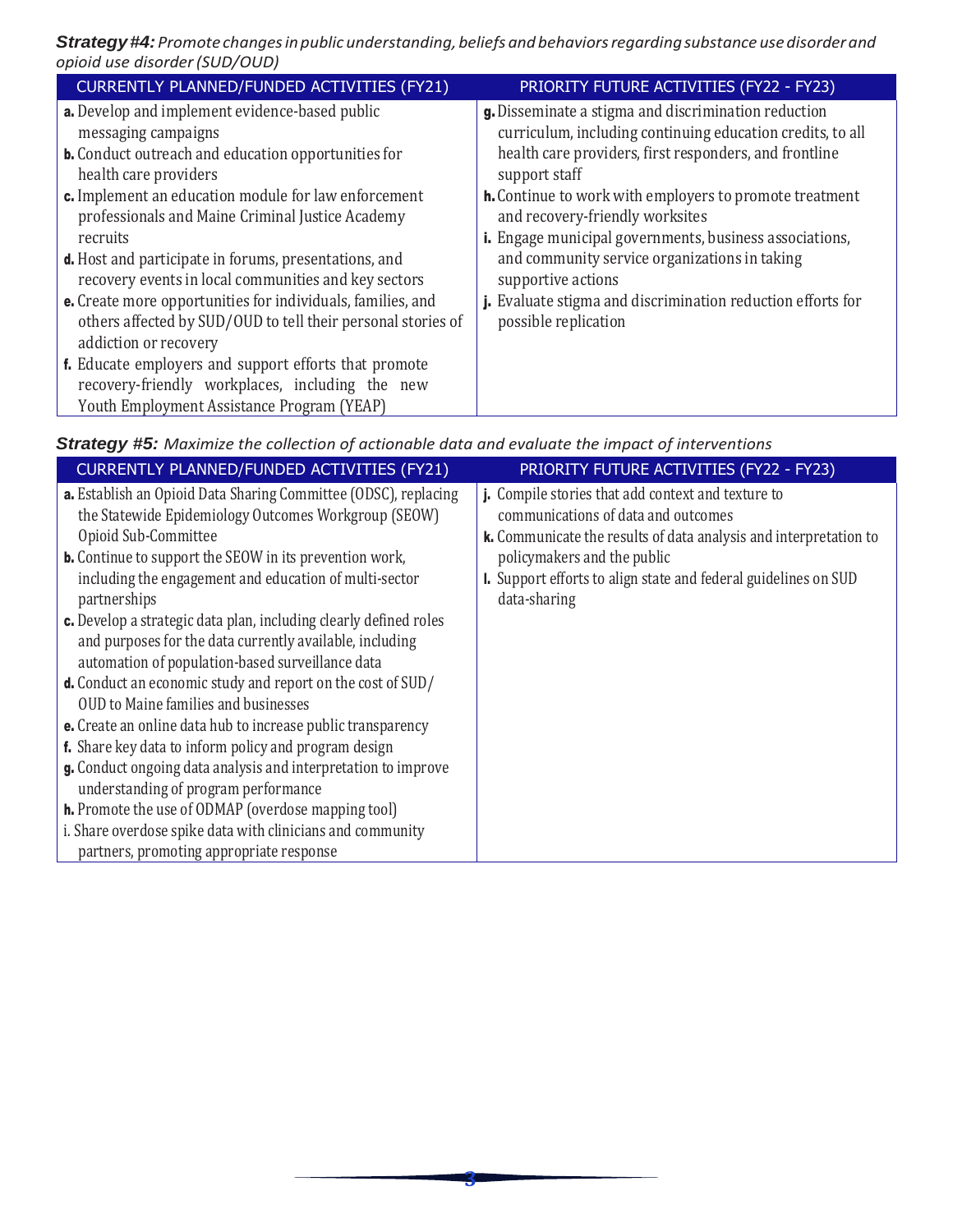***Strategy #4:*** *Promote changes in public understanding, beliefs and behaviors regarding substance use disorder and opioid use disorder (SUD/OUD)*

| CURRENTLY PLANNED/FUNDED ACTIVITIES (FY21) | PRIORITY FUTURE ACTIVITIES (FY22 - FY23) |
|---|---|
| **a.** Develop and implement evidence-based public messaging campaigns<br>**b.** Conduct outreach and education opportunities for health care providers<br>**c.** Implement an education module for law enforcement professionals and Maine Criminal Justice Academy recruits<br>**d.** Host and participate in forums, presentations, and recovery events in local communities and key sectors<br>**e.** Create more opportunities for individuals, families, and others affected by SUD/OUD to tell their personal stories of addiction or recovery<br>**f.** Educate employers and support efforts that promote recovery-friendly workplaces, including the new Youth Employment Assistance Program (YEAP) | **g.** Disseminate a stigma and discrimination reduction curriculum, including continuing education credits, to all health care providers, first responders, and frontline support staff<br>**h.** Continue to work with employers to promote treatment and recovery-friendly worksites<br>**i.** Engage municipal governments, business associations, and community service organizations in taking supportive actions<br>**j.** Evaluate stigma and discrimination reduction efforts for possible replication |

***Strategy #5:*** *Maximize the collection of actionable data and evaluate the impact of interventions*

| CURRENTLY PLANNED/FUNDED ACTIVITIES (FY21) | PRIORITY FUTURE ACTIVITIES (FY22 - FY23) |
|---|---|
| **a.** Establish an Opioid Data Sharing Committee (ODSC), replacing the Statewide Epidemiology Outcomes Workgroup (SEOW) Opioid Sub-Committee<br>**b.** Continue to support the SEOW in its prevention work, including the engagement and education of multi-sector partnerships<br>**c.** Develop a strategic data plan, including clearly defined roles and purposes for the data currently available, including automation of population-based surveillance data<br>**d.** Conduct an economic study and report on the cost of SUD/OUD to Maine families and businesses<br>**e.** Create an online data hub to increase public transparency<br>**f.** Share key data to inform policy and program design<br>**g.** Conduct ongoing data analysis and interpretation to improve understanding of program performance<br>**h.** Promote the use of ODMAP (overdose mapping tool)<br>i. Share overdose spike data with clinicians and community partners, promoting appropriate response | **j.** Compile stories that add context and texture to communications of data and outcomes<br>**k.** Communicate the results of data analysis and interpretation to policymakers and the public<br>**l.** Support efforts to align state and federal guidelines on SUD data-sharing |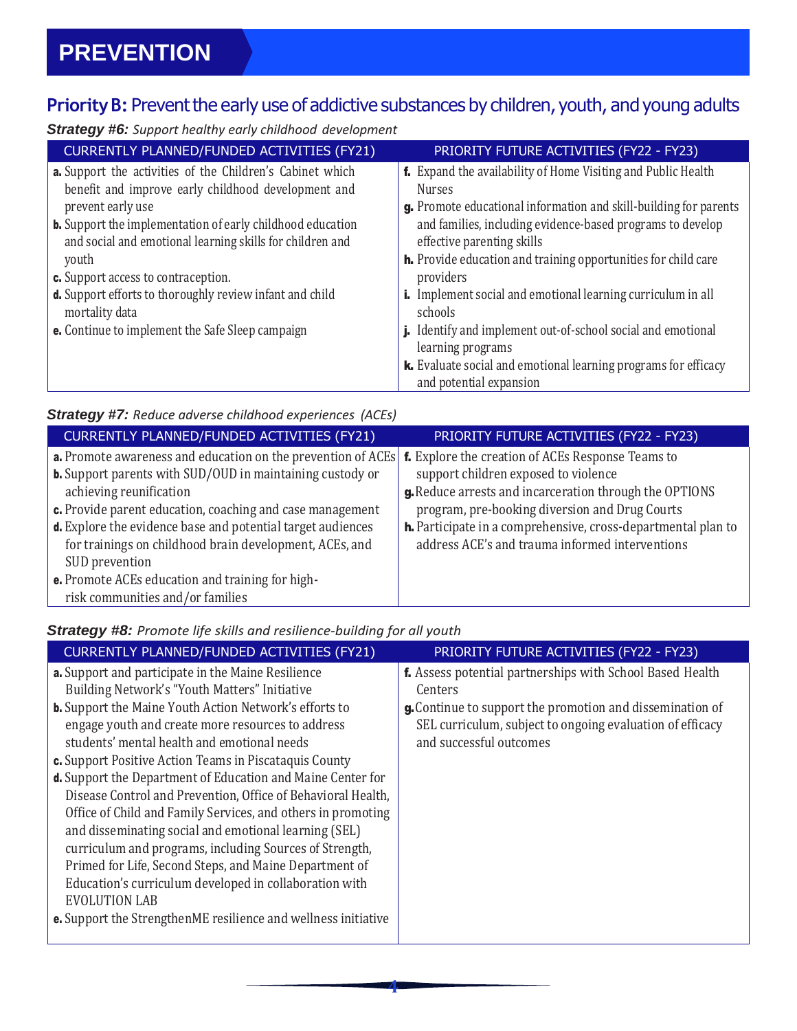# PREVENTION

## Priority B: Prevent the early use of addictive substances by children, youth, and young adults

### *Strategy #6: Support healthy early childhood development*

| CURRENTLY PLANNED/FUNDED ACTIVITIES (FY21) | PRIORITY FUTURE ACTIVITIES (FY22 - FY23) |
|---|---|
| **a.** Support the activities of the Children's Cabinet which benefit and improve early childhood development and prevent early use<br>**b.** Support the implementation of early childhood education and social and emotional learning skills for children and youth<br>**c.** Support access to contraception.<br>**d.** Support efforts to thoroughly review infant and child mortality data<br>**e.** Continue to implement the Safe Sleep campaign | **f.** Expand the availability of Home Visiting and Public Health Nurses<br>**g.** Promote educational information and skill-building for parents and families, including evidence-based programs to develop effective parenting skills<br>**h.** Provide education and training opportunities for child care providers<br>**i.** Implement social and emotional learning curriculum in all schools<br>**j.** Identify and implement out-of-school social and emotional learning programs<br>**k.** Evaluate social and emotional learning programs for efficacy and potential expansion |

### *Strategy #7: Reduce adverse childhood experiences (ACEs)*

| CURRENTLY PLANNED/FUNDED ACTIVITIES (FY21) | PRIORITY FUTURE ACTIVITIES (FY22 - FY23) |
|---|---|
| **a.** Promote awareness and education on the prevention of ACEs<br>**b.** Support parents with SUD/OUD in maintaining custody or achieving reunification<br>**c.** Provide parent education, coaching and case management<br>**d.** Explore the evidence base and potential target audiences for trainings on childhood brain development, ACEs, and SUD prevention<br>**e.** Promote ACEs education and training for high-risk communities and/or families | **f.** Explore the creation of ACEs Response Teams to support children exposed to violence<br>**g.** Reduce arrests and incarceration through the OPTIONS program, pre-booking diversion and Drug Courts<br>**h.** Participate in a comprehensive, cross-departmental plan to address ACE's and trauma informed interventions |

### *Strategy #8: Promote life skills and resilience-building for all youth*

| CURRENTLY PLANNED/FUNDED ACTIVITIES (FY21) | PRIORITY FUTURE ACTIVITIES (FY22 - FY23) |
|---|---|
| **a.** Support and participate in the Maine Resilience Building Network's "Youth Matters" Initiative<br>**b.** Support the Maine Youth Action Network's efforts to engage youth and create more resources to address students' mental health and emotional needs<br>**c.** Support Positive Action Teams in Piscataquis County<br>**d.** Support the Department of Education and Maine Center for Disease Control and Prevention, Office of Behavioral Health, Office of Child and Family Services, and others in promoting and disseminating social and emotional learning (SEL) curriculum and programs, including Sources of Strength, Primed for Life, Second Steps, and Maine Department of Education's curriculum developed in collaboration with EVOLUTION LAB<br>**e.** Support the StrengthenME resilience and wellness initiative | **f.** Assess potential partnerships with School Based Health Centers<br>**g.** Continue to support the promotion and dissemination of SEL curriculum, subject to ongoing evaluation of efficacy and successful outcomes |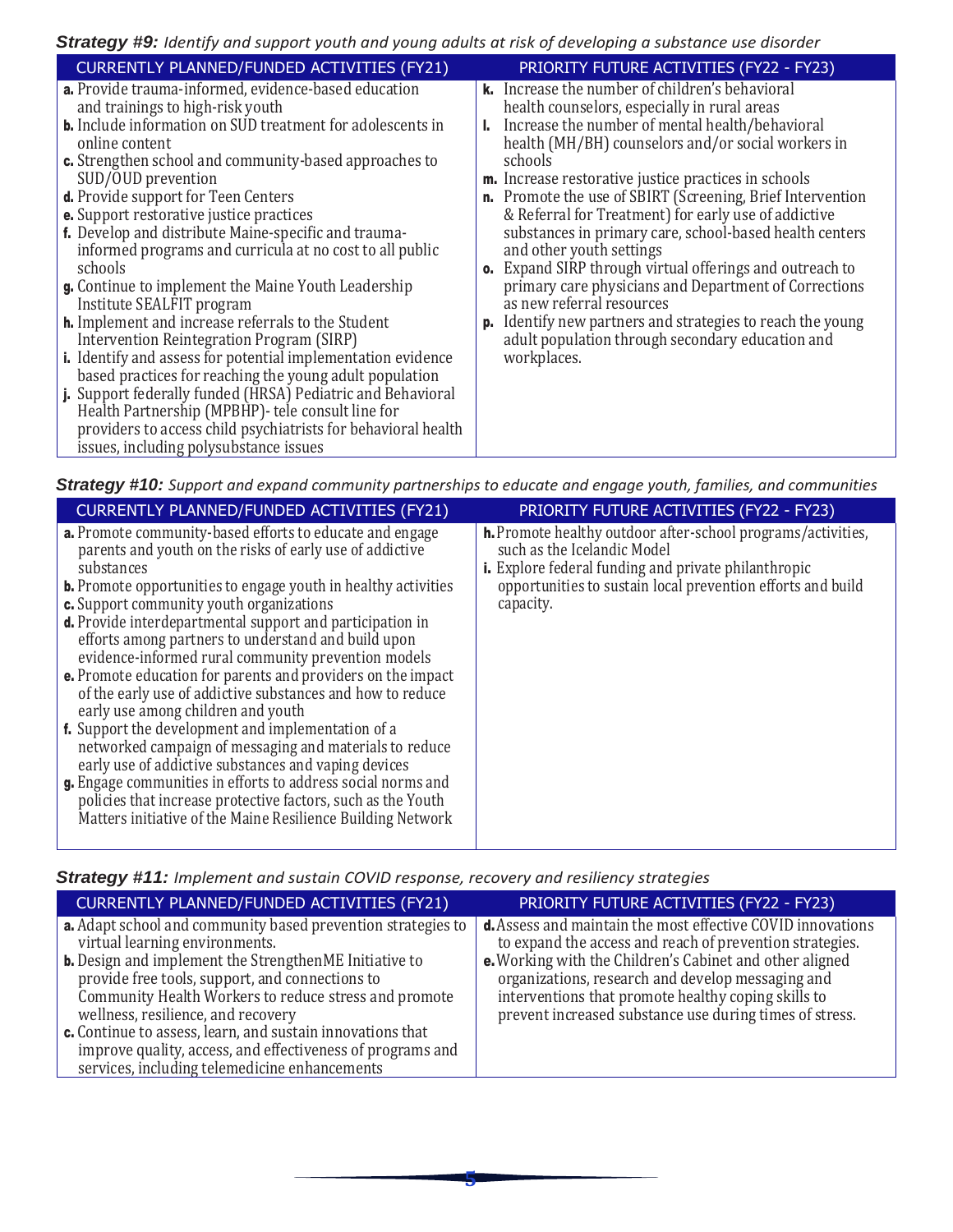**Strategy #9:** *Identify and support youth and young adults at risk of developing a substance use disorder*

| CURRENTLY PLANNED/FUNDED ACTIVITIES (FY21) | PRIORITY FUTURE ACTIVITIES (FY22 - FY23) |
|---|---|
| **a.** Provide trauma-informed, evidence-based education and trainings to high-risk youth<br>**b.** Include information on SUD treatment for adolescents in online content<br>**c.** Strengthen school and community-based approaches to SUD/OUD prevention<br>**d.** Provide support for Teen Centers<br>**e.** Support restorative justice practices<br>**f.** Develop and distribute Maine-specific and trauma-informed programs and curricula at no cost to all public schools<br>**g.** Continue to implement the Maine Youth Leadership Institute SEALFIT program<br>**h.** Implement and increase referrals to the Student Intervention Reintegration Program (SIRP)<br>**i.** Identify and assess for potential implementation evidence based practices for reaching the young adult population<br>**j.** Support federally funded (HRSA) Pediatric and Behavioral Health Partnership (MPBHP)- tele consult line for providers to access child psychiatrists for behavioral health issues, including polysubstance issues | **k.** Increase the number of children's behavioral health counselors, especially in rural areas<br>**l.** Increase the number of mental health/behavioral health (MH/BH) counselors and/or social workers in schools<br>**m.** Increase restorative justice practices in schools<br>**n.** Promote the use of SBIRT (Screening, Brief Intervention & Referral for Treatment) for early use of addictive substances in primary care, school-based health centers and other youth settings<br>**o.** Expand SIRP through virtual offerings and outreach to primary care physicians and Department of Corrections as new referral resources<br>**p.** Identify new partners and strategies to reach the young adult population through secondary education and workplaces. |

**Strategy #10:** *Support and expand community partnerships to educate and engage youth, families, and communities*

| CURRENTLY PLANNED/FUNDED ACTIVITIES (FY21) | PRIORITY FUTURE ACTIVITIES (FY22 - FY23) |
|---|---|
| **a.** Promote community-based efforts to educate and engage parents and youth on the risks of early use of addictive substances<br>**b.** Promote opportunities to engage youth in healthy activities<br>**c.** Support community youth organizations<br>**d.** Provide interdepartmental support and participation in efforts among partners to understand and build upon evidence-informed rural community prevention models<br>**e.** Promote education for parents and providers on the impact of the early use of addictive substances and how to reduce early use among children and youth<br>**f.** Support the development and implementation of a networked campaign of messaging and materials to reduce early use of addictive substances and vaping devices<br>**g.** Engage communities in efforts to address social norms and policies that increase protective factors, such as the Youth Matters initiative of the Maine Resilience Building Network | **h.** Promote healthy outdoor after-school programs/activities, such as the Icelandic Model<br>**i.** Explore federal funding and private philanthropic opportunities to sustain local prevention efforts and build capacity. |

**Strategy #11:** *Implement and sustain COVID response, recovery and resiliency strategies*

| CURRENTLY PLANNED/FUNDED ACTIVITIES (FY21) | PRIORITY FUTURE ACTIVITIES (FY22 - FY23) |
|---|---|
| **a.** Adapt school and community based prevention strategies to virtual learning environments.<br>**b.** Design and implement the StrengthenME Initiative to provide free tools, support, and connections to Community Health Workers to reduce stress and promote wellness, resilience, and recovery<br>**c.** Continue to assess, learn, and sustain innovations that improve quality, access, and effectiveness of programs and services, including telemedicine enhancements | **d.** Assess and maintain the most effective COVID innovations to expand the access and reach of prevention strategies.<br>**e.** Working with the Children's Cabinet and other aligned organizations, research and develop messaging and interventions that promote healthy coping skills to prevent increased substance use during times of stress. |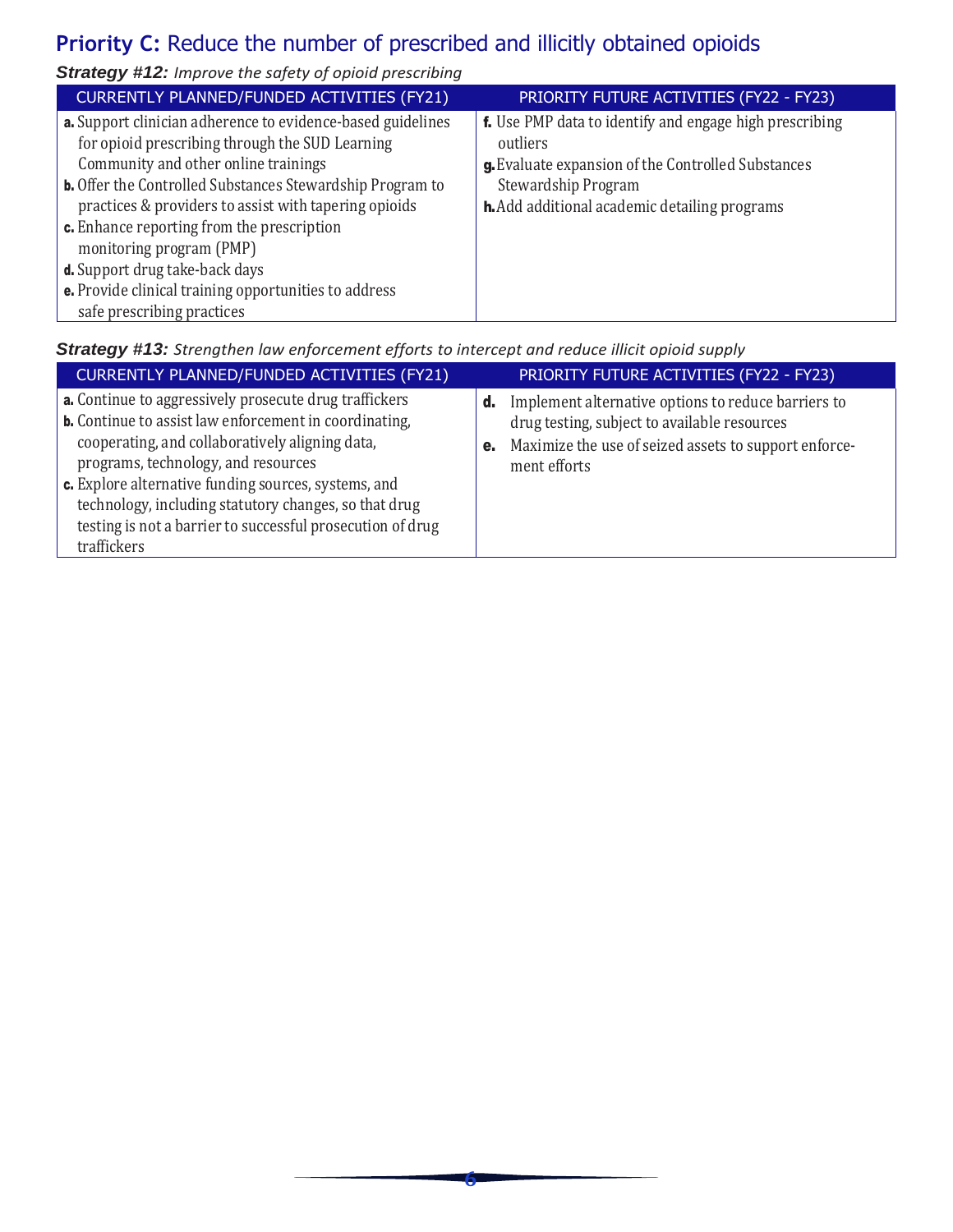## **Priority C:** Reduce the number of prescribed and illicitly obtained opioids

***Strategy #12:*** *Improve the safety of opioid prescribing*

| CURRENTLY PLANNED/FUNDED ACTIVITIES (FY21) | PRIORITY FUTURE ACTIVITIES (FY22 - FY23) |
| --- | --- |
| **a.** Support clinician adherence to evidence-based guidelines for opioid prescribing through the SUD Learning Community and other online trainings<br>**b.** Offer the Controlled Substances Stewardship Program to practices & providers to assist with tapering opioids<br>**c.** Enhance reporting from the prescription monitoring program (PMP)<br>**d.** Support drug take-back days<br>**e.** Provide clinical training opportunities to address safe prescribing practices | **f.** Use PMP data to identify and engage high prescribing outliers<br>**g.** Evaluate expansion of the Controlled Substances Stewardship Program<br>**h.** Add additional academic detailing programs |

***Strategy #13:*** *Strengthen law enforcement efforts to intercept and reduce illicit opioid supply*

| CURRENTLY PLANNED/FUNDED ACTIVITIES (FY21) | PRIORITY FUTURE ACTIVITIES (FY22 - FY23) |
| --- | --- |
| **a.** Continue to aggressively prosecute drug traffickers<br>**b.** Continue to assist law enforcement in coordinating, cooperating, and collaboratively aligning data, programs, technology, and resources<br>**c.** Explore alternative funding sources, systems, and technology, including statutory changes, so that drug testing is not a barrier to successful prosecution of drug traffickers | **d.** Implement alternative options to reduce barriers to drug testing, subject to available resources<br>**e.** Maximize the use of seized assets to support enforcement efforts |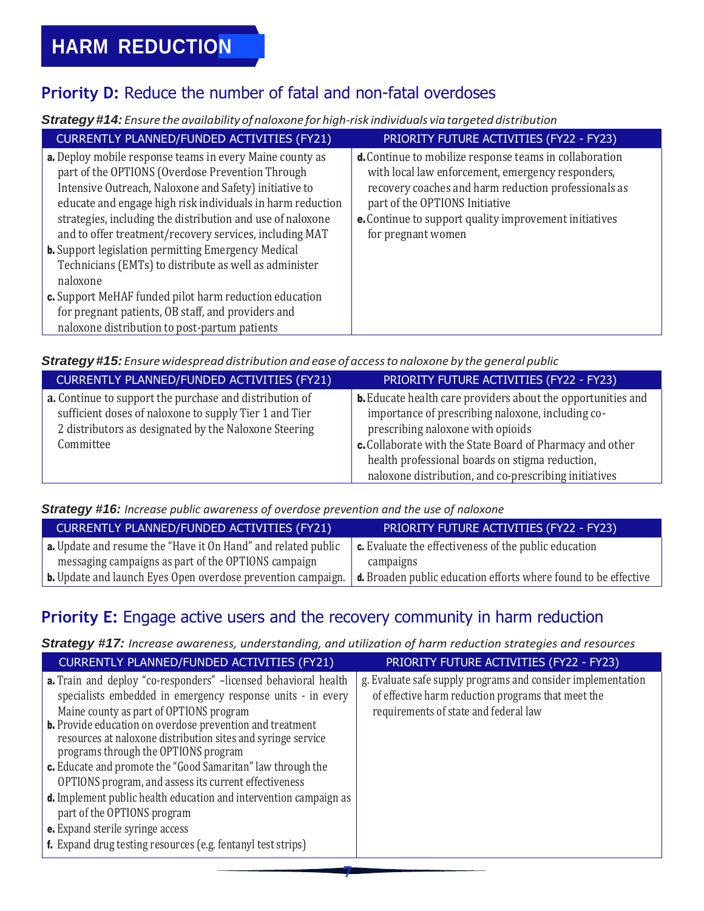# HARM REDUCTION

## Priority D: Reduce the number of fatal and non-fatal overdoses

***Strategy #14:*** *Ensure the availability of naloxone for high-risk individuals via targeted distribution*

| CURRENTLY PLANNED/FUNDED ACTIVITIES (FY21) | PRIORITY FUTURE ACTIVITIES (FY22 - FY23) |
|---|---|
| **a.** Deploy mobile response teams in every Maine county as part of the OPTIONS (Overdose Prevention Through Intensive Outreach, Naloxone and Safety) initiative to educate and engage high risk individuals in harm reduction strategies, including the distribution and use of naloxone and to offer treatment/recovery services, including MAT<br>**b.** Support legislation permitting Emergency Medical Technicians (EMTs) to distribute as well as administer naloxone<br>**c.** Support MeHAF funded pilot harm reduction education for pregnant patients, OB staff, and providers and naloxone distribution to post-partum patients | **d.** Continue to mobilize response teams in collaboration with local law enforcement, emergency responders, recovery coaches and harm reduction professionals as part of the OPTIONS Initiative<br>**e.** Continue to support quality improvement initiatives for pregnant women |

***Strategy #15:*** *Ensure widespread distribution and ease of access to naloxone by the general public*

| CURRENTLY PLANNED/FUNDED ACTIVITIES (FY21) | PRIORITY FUTURE ACTIVITIES (FY22 - FY23) |
|---|---|
| **a.** Continue to support the purchase and distribution of sufficient doses of naloxone to supply Tier 1 and Tier 2 distributors as designated by the Naloxone Steering Committee | **b.** Educate health care providers about the opportunities and importance of prescribing naloxone, including co-prescribing naloxone with opioids<br>**c.** Collaborate with the State Board of Pharmacy and other health professional boards on stigma reduction, naloxone distribution, and co-prescribing initiatives |

***Strategy #16:*** *Increase public awareness of overdose prevention and the use of naloxone*

| CURRENTLY PLANNED/FUNDED ACTIVITIES (FY21) | PRIORITY FUTURE ACTIVITIES (FY22 - FY23) |
|---|---|
| **a.** Update and resume the "Have it On Hand" and related public messaging campaigns as part of the OPTIONS campaign<br>**b.** Update and launch Eyes Open overdose prevention campaign. | **c.** Evaluate the effectiveness of the public education campaigns<br>**d.** Broaden public education efforts where found to be effective |

## Priority E: Engage active users and the recovery community in harm reduction

***Strategy #17:*** *Increase awareness, understanding, and utilization of harm reduction strategies and resources*

| CURRENTLY PLANNED/FUNDED ACTIVITIES (FY21) | PRIORITY FUTURE ACTIVITIES (FY22 - FY23) |
|---|---|
| **a.** Train and deploy "co-responders" –licensed behavioral health specialists embedded in emergency response units - in every Maine county as part of OPTIONS program<br>**b.** Provide education on overdose prevention and treatment resources at naloxone distribution sites and syringe service programs through the OPTIONS program<br>**c.** Educate and promote the "Good Samaritan" law through the OPTIONS program, and assess its current effectiveness<br>**d.** Implement public health education and intervention campaign as part of the OPTIONS program<br>**e.** Expand sterile syringe access<br>**f.** Expand drug testing resources (e.g. fentanyl test strips) | g. Evaluate safe supply programs and consider implementation of effective harm reduction programs that meet the requirements of state and federal law |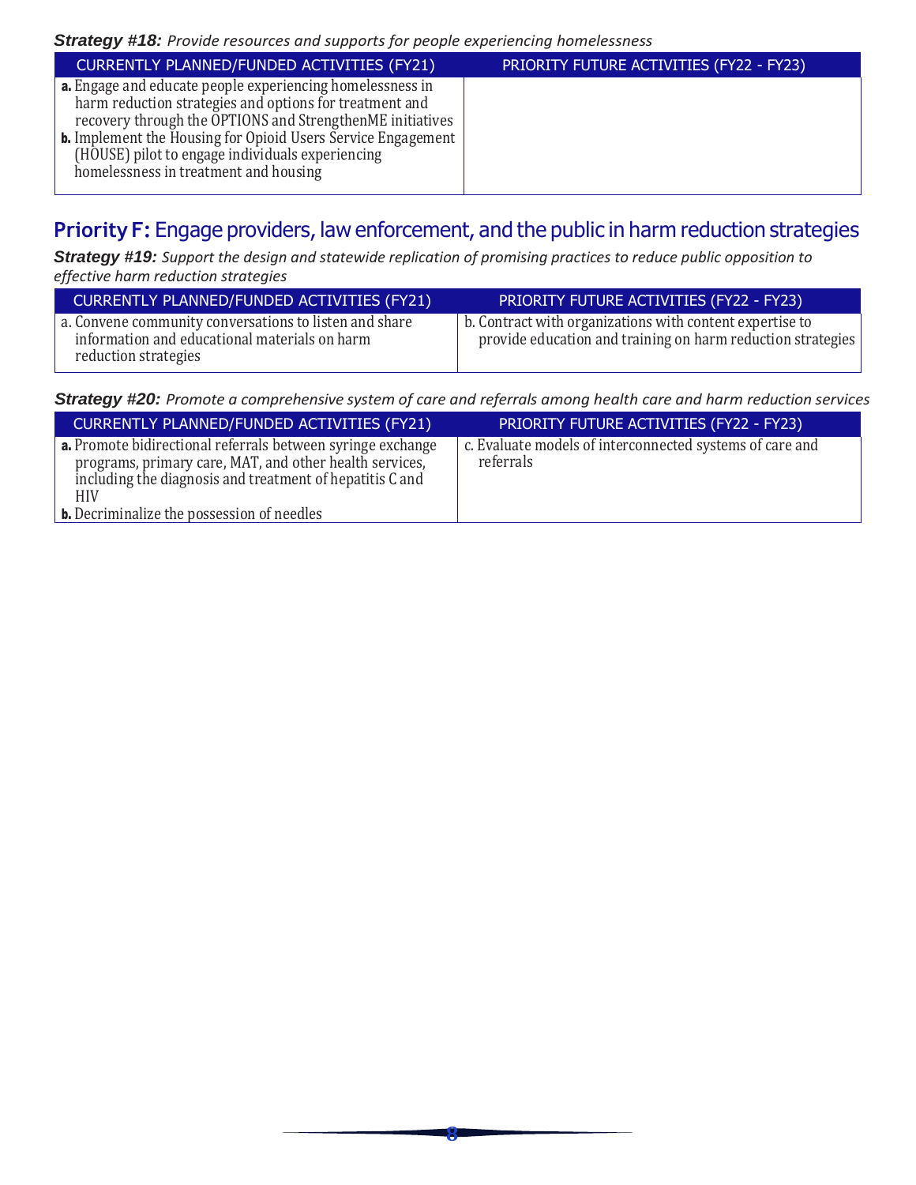***Strategy #18:*** *Provide resources and supports for people experiencing homelessness*

| CURRENTLY PLANNED/FUNDED ACTIVITIES (FY21) | PRIORITY FUTURE ACTIVITIES (FY22 - FY23) |
|---|---|
| **a.** Engage and educate people experiencing homelessness in harm reduction strategies and options for treatment and recovery through the OPTIONS and StrengthenME initiatives<br>**b.** Implement the Housing for Opioid Users Service Engagement (HOUSE) pilot to engage individuals experiencing homelessness in treatment and housing | |

## Priority F: Engage providers, law enforcement, and the public in harm reduction strategies

***Strategy #19:*** *Support the design and statewide replication of promising practices to reduce public opposition to effective harm reduction strategies*

| CURRENTLY PLANNED/FUNDED ACTIVITIES (FY21) | PRIORITY FUTURE ACTIVITIES (FY22 - FY23) |
|---|---|
| a. Convene community conversations to listen and share information and educational materials on harm reduction strategies | b. Contract with organizations with content expertise to provide education and training on harm reduction strategies |

***Strategy #20:*** *Promote a comprehensive system of care and referrals among health care and harm reduction services*

| CURRENTLY PLANNED/FUNDED ACTIVITIES (FY21) | PRIORITY FUTURE ACTIVITIES (FY22 - FY23) |
|---|---|
| **a.** Promote bidirectional referrals between syringe exchange programs, primary care, MAT, and other health services, including the diagnosis and treatment of hepatitis C and HIV<br>**b.** Decriminalize the possession of needles | c. Evaluate models of interconnected systems of care and referrals |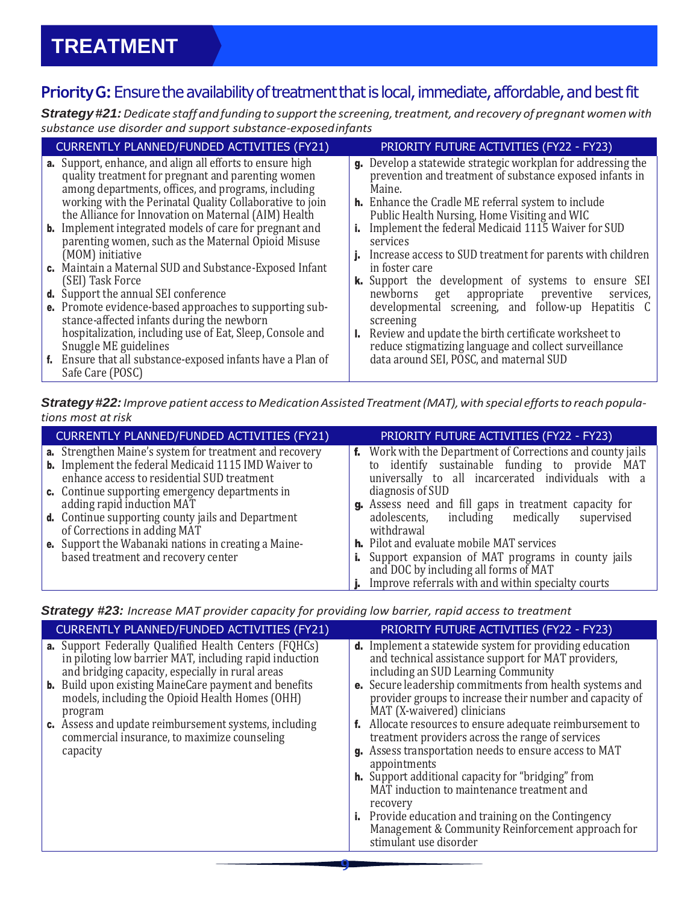# TREATMENT

## Priority G: Ensure the availability of treatment that is local, immediate, affordable, and best fit

***Strategy #21:*** *Dedicate staff and funding to support the screening, treatment, and recovery of pregnant women with substance use disorder and support substance-exposed infants*

| CURRENTLY PLANNED/FUNDED ACTIVITIES (FY21) | PRIORITY FUTURE ACTIVITIES (FY22 - FY23) |
|---|---|
| **a.** Support, enhance, and align all efforts to ensure high quality treatment for pregnant and parenting women among departments, offices, and programs, including working with the Perinatal Quality Collaborative to join the Alliance for Innovation on Maternal (AIM) Health<br>**b.** Implement integrated models of care for pregnant and parenting women, such as the Maternal Opioid Misuse (MOM) initiative<br>**c.** Maintain a Maternal SUD and Substance-Exposed Infant (SEI) Task Force<br>**d.** Support the annual SEI conference<br>**e.** Promote evidence-based approaches to supporting substance-affected infants during the newborn hospitalization, including use of Eat, Sleep, Console and Snuggle ME guidelines<br>**f.** Ensure that all substance-exposed infants have a Plan of Safe Care (POSC) | **g.** Develop a statewide strategic workplan for addressing the prevention and treatment of substance exposed infants in Maine.<br>**h.** Enhance the Cradle ME referral system to include Public Health Nursing, Home Visiting and WIC<br>**i.** Implement the federal Medicaid 1115 Waiver for SUD services<br>**j.** Increase access to SUD treatment for parents with children in foster care<br>**k.** Support the development of systems to ensure SEI newborns get appropriate preventive services, developmental screening, and follow-up Hepatitis C screening<br>**l.** Review and update the birth certificate worksheet to reduce stigmatizing language and collect surveillance data around SEI, POSC, and maternal SUD |

***Strategy #22:*** *Improve patient access to Medication Assisted Treatment (MAT), with special efforts to reach populations most at risk*

| CURRENTLY PLANNED/FUNDED ACTIVITIES (FY21) | PRIORITY FUTURE ACTIVITIES (FY22 - FY23) |
|---|---|
| **a.** Strengthen Maine's system for treatment and recovery<br>**b.** Implement the federal Medicaid 1115 IMD Waiver to enhance access to residential SUD treatment<br>**c.** Continue supporting emergency departments in adding rapid induction MAT<br>**d.** Continue supporting county jails and Department of Corrections in adding MAT<br>**e.** Support the Wabanaki nations in creating a Maine-based treatment and recovery center | **f.** Work with the Department of Corrections and county jails to identify sustainable funding to provide MAT universally to all incarcerated individuals with a diagnosis of SUD<br>**g.** Assess need and fill gaps in treatment capacity for adolescents, including medically supervised withdrawal<br>**h.** Pilot and evaluate mobile MAT services<br>**i.** Support expansion of MAT programs in county jails and DOC by including all forms of MAT<br>**j.** Improve referrals with and within specialty courts |

***Strategy #23:*** *Increase MAT provider capacity for providing low barrier, rapid access to treatment*

| CURRENTLY PLANNED/FUNDED ACTIVITIES (FY21) | PRIORITY FUTURE ACTIVITIES (FY22 - FY23) |
|---|---|
| **a.** Support Federally Qualified Health Centers (FQHCs) in piloting low barrier MAT, including rapid induction and bridging capacity, especially in rural areas<br>**b.** Build upon existing MaineCare payment and benefits models, including the Opioid Health Homes (OHH) program<br>**c.** Assess and update reimbursement systems, including commercial insurance, to maximize counseling capacity | **d.** Implement a statewide system for providing education and technical assistance support for MAT providers, including an SUD Learning Community<br>**e.** Secure leadership commitments from health systems and provider groups to increase their number and capacity of MAT (X-waivered) clinicians<br>**f.** Allocate resources to ensure adequate reimbursement to treatment providers across the range of services<br>**g.** Assess transportation needs to ensure access to MAT appointments<br>**h.** Support additional capacity for "bridging" from MAT induction to maintenance treatment and recovery<br>**i.** Provide education and training on the Contingency Management & Community Reinforcement approach for stimulant use disorder |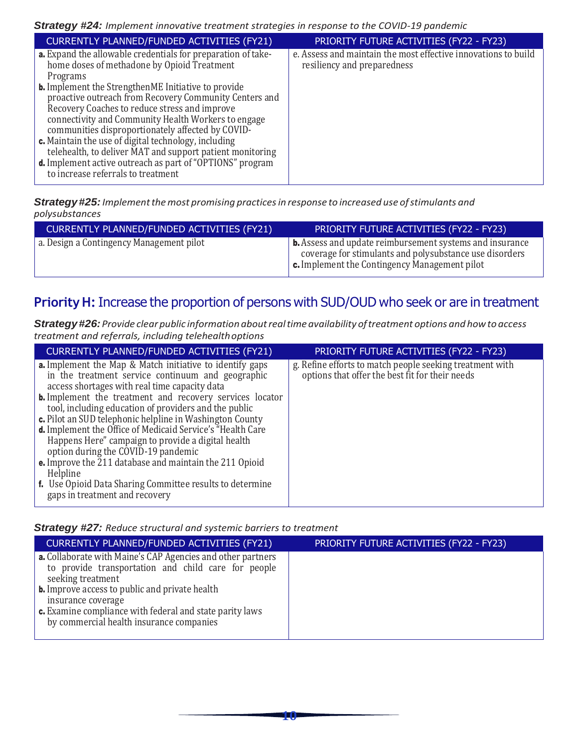***Strategy #24:*** *Implement innovative treatment strategies in response to the COVID-19 pandemic*

| CURRENTLY PLANNED/FUNDED ACTIVITIES (FY21) | PRIORITY FUTURE ACTIVITIES (FY22 - FY23) |
|---|---|
| **a.** Expand the allowable credentials for preparation of take-home doses of methadone by Opioid Treatment Programs<br>**b.** Implement the StrengthenME Initiative to provide proactive outreach from Recovery Community Centers and Recovery Coaches to reduce stress and improve connectivity and Community Health Workers to engage communities disproportionately affected by COVID-<br>**c.** Maintain the use of digital technology, including telehealth, to deliver MAT and support patient monitoring<br>**d.** Implement active outreach as part of "OPTIONS" program to increase referrals to treatment | e. Assess and maintain the most effective innovations to build resiliency and preparedness |

***Strategy #25:*** *Implement the most promising practices in response to increased use of stimulants and polysubstances*

| CURRENTLY PLANNED/FUNDED ACTIVITIES (FY21) | PRIORITY FUTURE ACTIVITIES (FY22 - FY23) |
|---|---|
| a. Design a Contingency Management pilot | **b.** Assess and update reimbursement systems and insurance coverage for stimulants and polysubstance use disorders<br>**c.** Implement the Contingency Management pilot |

## **Priority H:** Increase the proportion of persons with SUD/OUD who seek or are in treatment

***Strategy #26:*** *Provide clear public information about real time availability of treatment options and how to access treatment and referrals, including telehealth options*

| CURRENTLY PLANNED/FUNDED ACTIVITIES (FY21) | PRIORITY FUTURE ACTIVITIES (FY22 - FY23) |
|---|---|
| **a.** Implement the Map & Match initiative to identify gaps in the treatment service continuum and geographic access shortages with real time capacity data<br>**b.** Implement the treatment and recovery services locator tool, including education of providers and the public<br>**c.** Pilot an SUD telephonic helpline in Washington County<br>**d.** Implement the Office of Medicaid Service's "Health Care Happens Here" campaign to provide a digital health option during the COVID-19 pandemic<br>**e.** Improve the 211 database and maintain the 211 Opioid Helpline<br>**f.** Use Opioid Data Sharing Committee results to determine gaps in treatment and recovery | g. Refine efforts to match people seeking treatment with options that offer the best fit for their needs |

***Strategy #27:*** *Reduce structural and systemic barriers to treatment*

| CURRENTLY PLANNED/FUNDED ACTIVITIES (FY21) | PRIORITY FUTURE ACTIVITIES (FY22 - FY23) |
|---|---|
| **a.** Collaborate with Maine's CAP Agencies and other partners to provide transportation and child care for people seeking treatment<br>**b.** Improve access to public and private health insurance coverage<br>**c.** Examine compliance with federal and state parity laws by commercial health insurance companies | |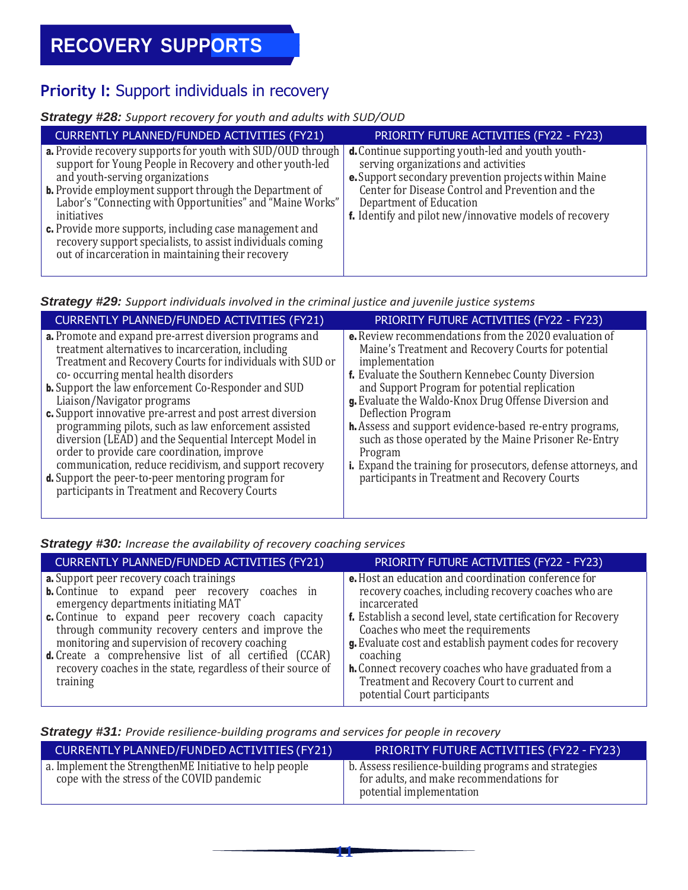# RECOVERY SUPPORTS

## **Priority I:** Support individuals in recovery

***Strategy #28:*** *Support recovery for youth and adults with SUD/OUD*

| CURRENTLY PLANNED/FUNDED ACTIVITIES (FY21) | PRIORITY FUTURE ACTIVITIES (FY22 - FY23) |
|---|---|
| **a.** Provide recovery supports for youth with SUD/OUD through support for Young People in Recovery and other youth-led and youth-serving organizations<br>**b.** Provide employment support through the Department of Labor's "Connecting with Opportunities" and "Maine Works" initiatives<br>**c.** Provide more supports, including case management and recovery support specialists, to assist individuals coming out of incarceration in maintaining their recovery | **d.** Continue supporting youth-led and youth youth-serving organizations and activities<br>**e.** Support secondary prevention projects within Maine Center for Disease Control and Prevention and the Department of Education<br>**f.** Identify and pilot new/innovative models of recovery |

***Strategy #29:*** *Support individuals involved in the criminal justice and juvenile justice systems*

| CURRENTLY PLANNED/FUNDED ACTIVITIES (FY21) | PRIORITY FUTURE ACTIVITIES (FY22 - FY23) |
|---|---|
| **a.** Promote and expand pre-arrest diversion programs and treatment alternatives to incarceration, including Treatment and Recovery Courts for individuals with SUD or co- occurring mental health disorders<br>**b.** Support the law enforcement Co-Responder and SUD Liaison/Navigator programs<br>**c.** Support innovative pre-arrest and post arrest diversion programming pilots, such as law enforcement assisted diversion (LEAD) and the Sequential Intercept Model in order to provide care coordination, improve communication, reduce recidivism, and support recovery<br>**d.** Support the peer-to-peer mentoring program for participants in Treatment and Recovery Courts | **e.** Review recommendations from the 2020 evaluation of Maine's Treatment and Recovery Courts for potential implementation<br>**f.** Evaluate the Southern Kennebec County Diversion and Support Program for potential replication<br>**g.** Evaluate the Waldo-Knox Drug Offense Diversion and Deflection Program<br>**h.** Assess and support evidence-based re-entry programs, such as those operated by the Maine Prisoner Re-Entry Program<br>**i.** Expand the training for prosecutors, defense attorneys, and participants in Treatment and Recovery Courts |

***Strategy #30:*** *Increase the availability of recovery coaching services*

| CURRENTLY PLANNED/FUNDED ACTIVITIES (FY21) | PRIORITY FUTURE ACTIVITIES (FY22 - FY23) |
|---|---|
| **a.** Support peer recovery coach trainings<br>**b.** Continue to expand peer recovery coaches in emergency departments initiating MAT<br>**c.** Continue to expand peer recovery coach capacity through community recovery centers and improve the monitoring and supervision of recovery coaching<br>**d.** Create a comprehensive list of all certified (CCAR) recovery coaches in the state, regardless of their source of training | **e.** Host an education and coordination conference for recovery coaches, including recovery coaches who are incarcerated<br>**f.** Establish a second level, state certification for Recovery Coaches who meet the requirements<br>**g.** Evaluate cost and establish payment codes for recovery coaching<br>**h.** Connect recovery coaches who have graduated from a Treatment and Recovery Court to current and potential Court participants |

***Strategy #31:*** *Provide resilience-building programs and services for people in recovery*

| CURRENTLY PLANNED/FUNDED ACTIVITIES (FY21) | PRIORITY FUTURE ACTIVITIES (FY22 - FY23) |
|---|---|
| a. Implement the StrengthenME Initiative to help people cope with the stress of the COVID pandemic | b. Assess resilience-building programs and strategies for adults, and make recommendations for potential implementation |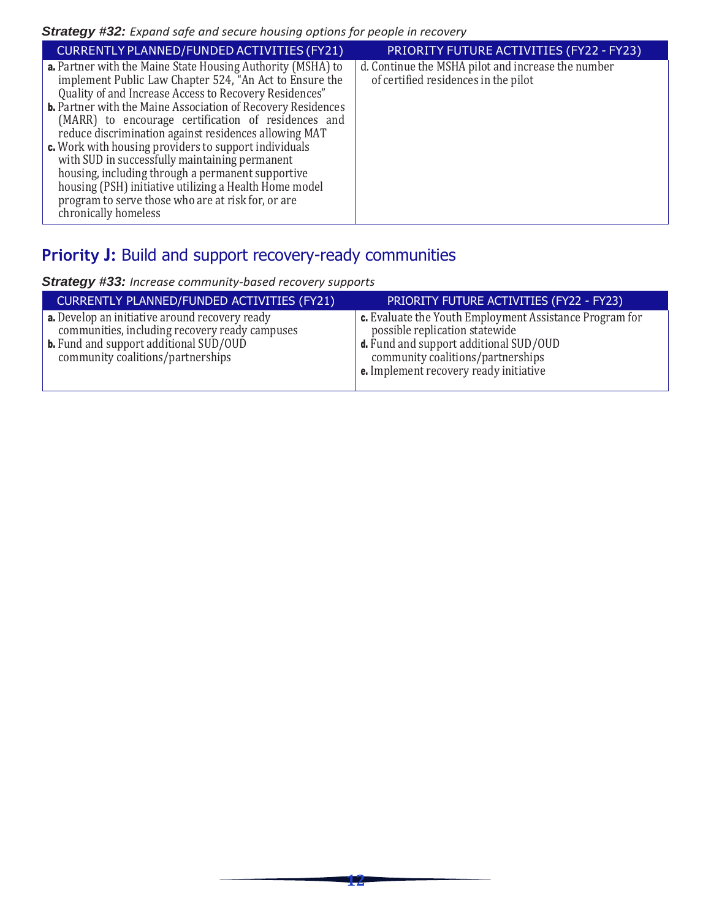***Strategy #32:*** *Expand safe and secure housing options for people in recovery*

| CURRENTLY PLANNED/FUNDED ACTIVITIES (FY21) | PRIORITY FUTURE ACTIVITIES (FY22 - FY23) |
|---|---|
| **a.** Partner with the Maine State Housing Authority (MSHA) to implement Public Law Chapter 524, "An Act to Ensure the Quality of and Increase Access to Recovery Residences"<br>**b.** Partner with the Maine Association of Recovery Residences (MARR) to encourage certification of residences and reduce discrimination against residences allowing MAT<br>**c.** Work with housing providers to support individuals with SUD in successfully maintaining permanent housing, including through a permanent supportive housing (PSH) initiative utilizing a Health Home model program to serve those who are at risk for, or are chronically homeless | d. Continue the MSHA pilot and increase the number of certified residences in the pilot |

## **Priority J:** Build and support recovery-ready communities

***Strategy #33:*** *Increase community-based recovery supports*

| CURRENTLY PLANNED/FUNDED ACTIVITIES (FY21) | PRIORITY FUTURE ACTIVITIES (FY22 - FY23) |
|---|---|
| **a.** Develop an initiative around recovery ready communities, including recovery ready campuses<br>**b.** Fund and support additional SUD/OUD community coalitions/partnerships | **c.** Evaluate the Youth Employment Assistance Program for possible replication statewide<br>**d.** Fund and support additional SUD/OUD community coalitions/partnerships<br>**e.** Implement recovery ready initiative |